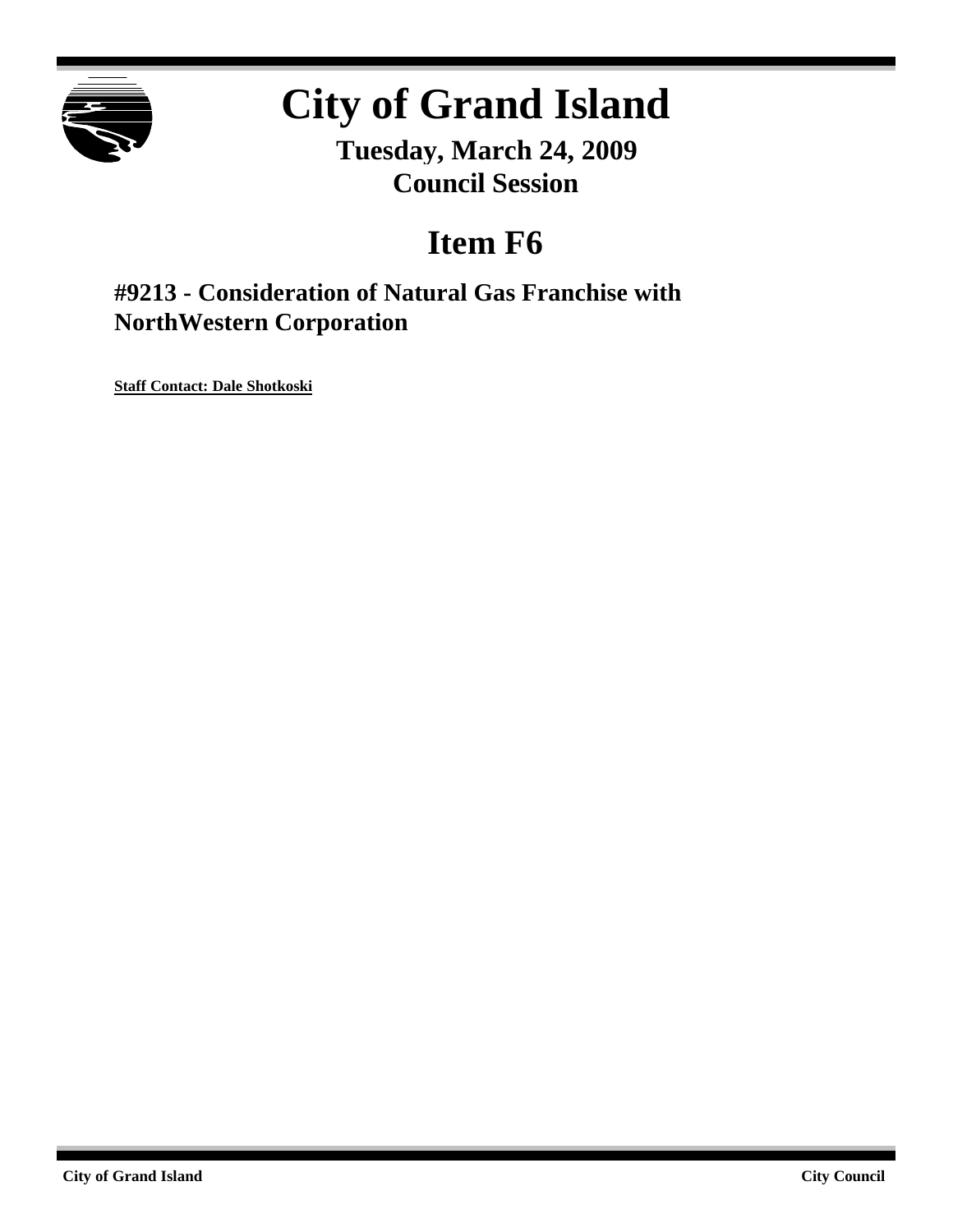# City of Grand Island

**Tuesday, March 24, 2009**
**Council Session**

## Item F6

### #9213 - Consideration of Natural Gas Franchise with NorthWestern Corporation

**Staff Contact: Dale Shotkoski**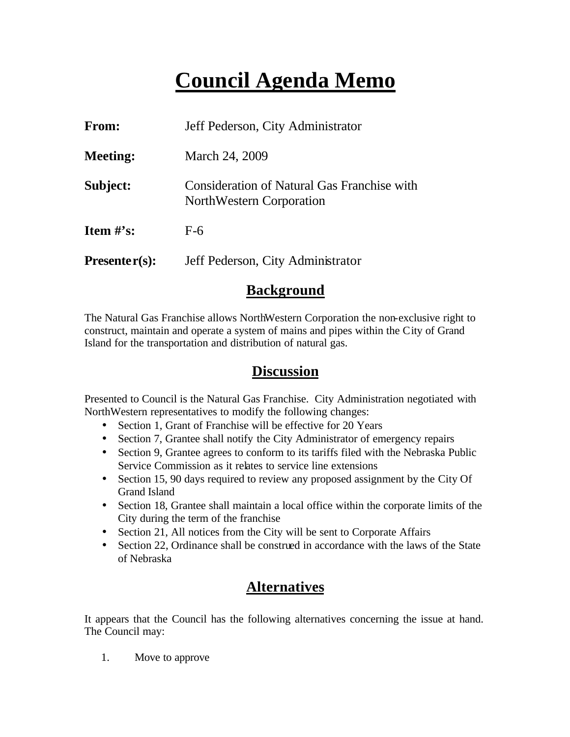# Council Agenda Memo

**From:** Jeff Pederson, City Administrator

**Meeting:** March 24, 2009

**Subject:** Consideration of Natural Gas Franchise with NorthWestern Corporation

**Item #'s:** F-6

**Presenter(s):** Jeff Pederson, City Administrator

## Background

The Natural Gas Franchise allows NorthWestern Corporation the non-exclusive right to construct, maintain and operate a system of mains and pipes within the City of Grand Island for the transportation and distribution of natural gas.

## Discussion

Presented to Council is the Natural Gas Franchise. City Administration negotiated with NorthWestern representatives to modify the following changes:

- Section 1, Grant of Franchise will be effective for 20 Years
- Section 7, Grantee shall notify the City Administrator of emergency repairs
- Section 9, Grantee agrees to conform to its tariffs filed with the Nebraska Public Service Commission as it relates to service line extensions
- Section 15, 90 days required to review any proposed assignment by the City Of Grand Island
- Section 18, Grantee shall maintain a local office within the corporate limits of the City during the term of the franchise
- Section 21, All notices from the City will be sent to Corporate Affairs
- Section 22, Ordinance shall be construed in accordance with the laws of the State of Nebraska

## Alternatives

It appears that the Council has the following alternatives concerning the issue at hand. The Council may:

1. Move to approve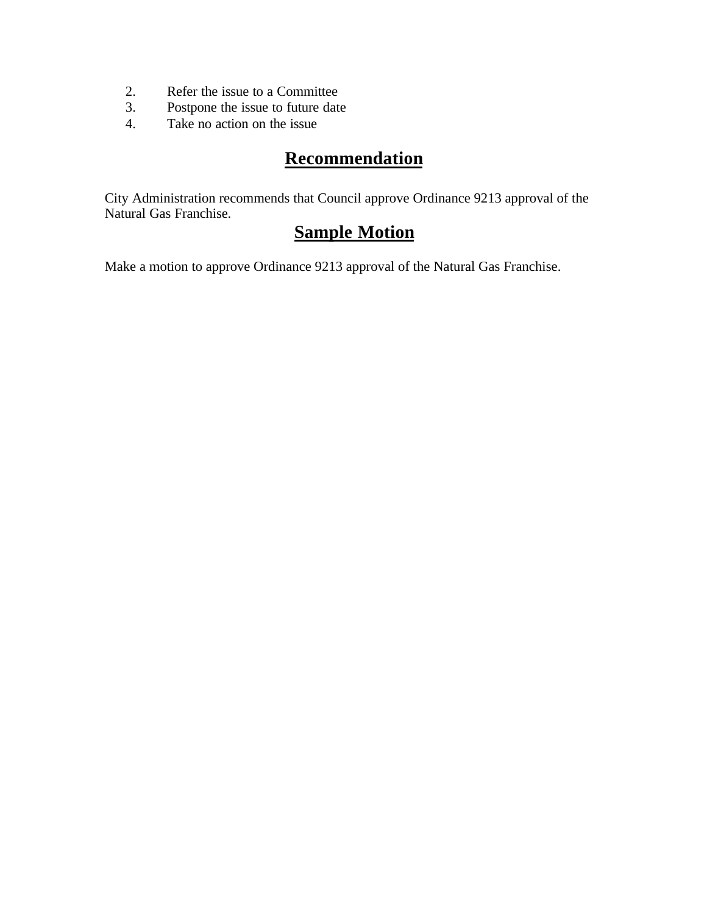2. Refer the issue to a Committee
3. Postpone the issue to future date
4. Take no action on the issue

## Recommendation

City Administration recommends that Council approve Ordinance 9213 approval of the Natural Gas Franchise.

## Sample Motion

Make a motion to approve Ordinance 9213 approval of the Natural Gas Franchise.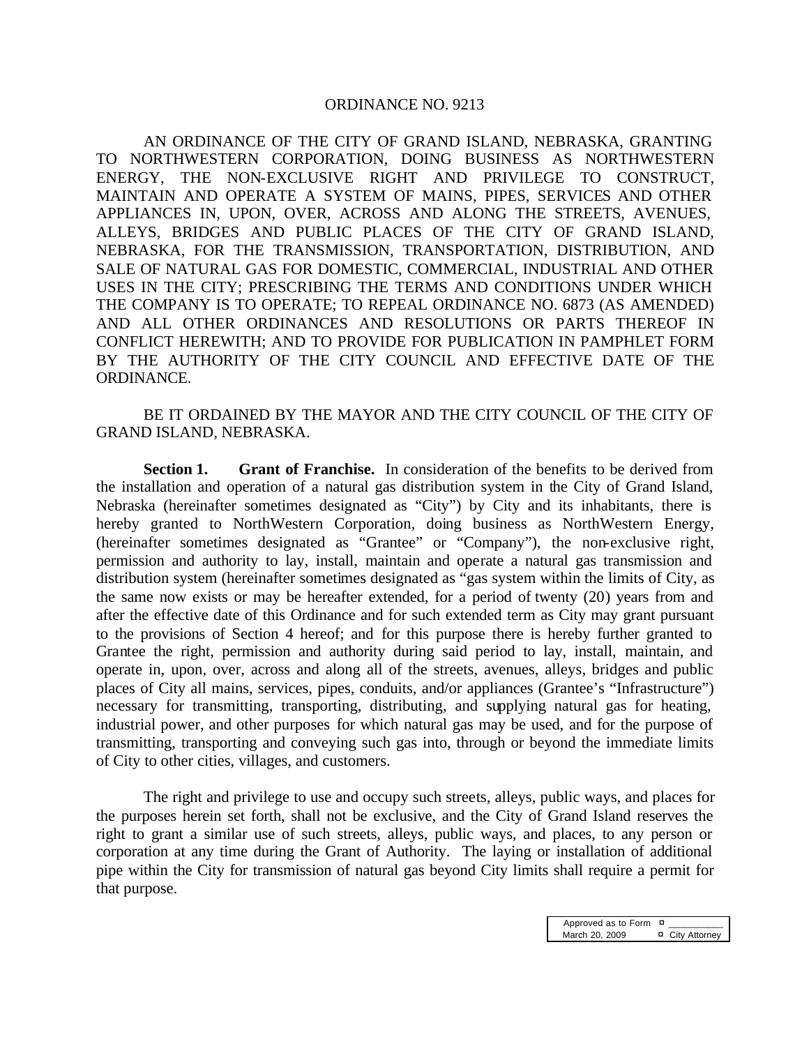ORDINANCE NO. 9213

AN ORDINANCE OF THE CITY OF GRAND ISLAND, NEBRASKA, GRANTING TO NORTHWESTERN CORPORATION, DOING BUSINESS AS NORTHWESTERN ENERGY, THE NON-EXCLUSIVE RIGHT AND PRIVILEGE TO CONSTRUCT, MAINTAIN AND OPERATE A SYSTEM OF MAINS, PIPES, SERVICES AND OTHER APPLIANCES IN, UPON, OVER, ACROSS AND ALONG THE STREETS, AVENUES, ALLEYS, BRIDGES AND PUBLIC PLACES OF THE CITY OF GRAND ISLAND, NEBRASKA, FOR THE TRANSMISSION, TRANSPORTATION, DISTRIBUTION, AND SALE OF NATURAL GAS FOR DOMESTIC, COMMERCIAL, INDUSTRIAL AND OTHER USES IN THE CITY; PRESCRIBING THE TERMS AND CONDITIONS UNDER WHICH THE COMPANY IS TO OPERATE; TO REPEAL ORDINANCE NO. 6873 (AS AMENDED) AND ALL OTHER ORDINANCES AND RESOLUTIONS OR PARTS THEREOF IN CONFLICT HEREWITH; AND TO PROVIDE FOR PUBLICATION IN PAMPHLET FORM BY THE AUTHORITY OF THE CITY COUNCIL AND EFFECTIVE DATE OF THE ORDINANCE.

BE IT ORDAINED BY THE MAYOR AND THE CITY COUNCIL OF THE CITY OF GRAND ISLAND, NEBRASKA.

**Section 1. Grant of Franchise.** In consideration of the benefits to be derived from the installation and operation of a natural gas distribution system in the City of Grand Island, Nebraska (hereinafter sometimes designated as "City") by City and its inhabitants, there is hereby granted to NorthWestern Corporation, doing business as NorthWestern Energy, (hereinafter sometimes designated as "Grantee" or "Company"), the non-exclusive right, permission and authority to lay, install, maintain and operate a natural gas transmission and distribution system (hereinafter sometimes designated as "gas system within the limits of City, as the same now exists or may be hereafter extended, for a period of twenty (20) years from and after the effective date of this Ordinance and for such extended term as City may grant pursuant to the provisions of Section 4 hereof; and for this purpose there is hereby further granted to Grantee the right, permission and authority during said period to lay, install, maintain, and operate in, upon, over, across and along all of the streets, avenues, alleys, bridges and public places of City all mains, services, pipes, conduits, and/or appliances (Grantee's "Infrastructure") necessary for transmitting, transporting, distributing, and supplying natural gas for heating, industrial power, and other purposes for which natural gas may be used, and for the purpose of transmitting, transporting and conveying such gas into, through or beyond the immediate limits of City to other cities, villages, and customers.

The right and privilege to use and occupy such streets, alleys, public ways, and places for the purposes herein set forth, shall not be exclusive, and the City of Grand Island reserves the right to grant a similar use of such streets, alleys, public ways, and places, to any person or corporation at any time during the Grant of Authority. The laying or installation of additional pipe within the City for transmission of natural gas beyond City limits shall require a permit for that purpose.

| Approved as to Form | ¤ ___________ |
|---|---|
| March 20, 2009 | ¤ City Attorney |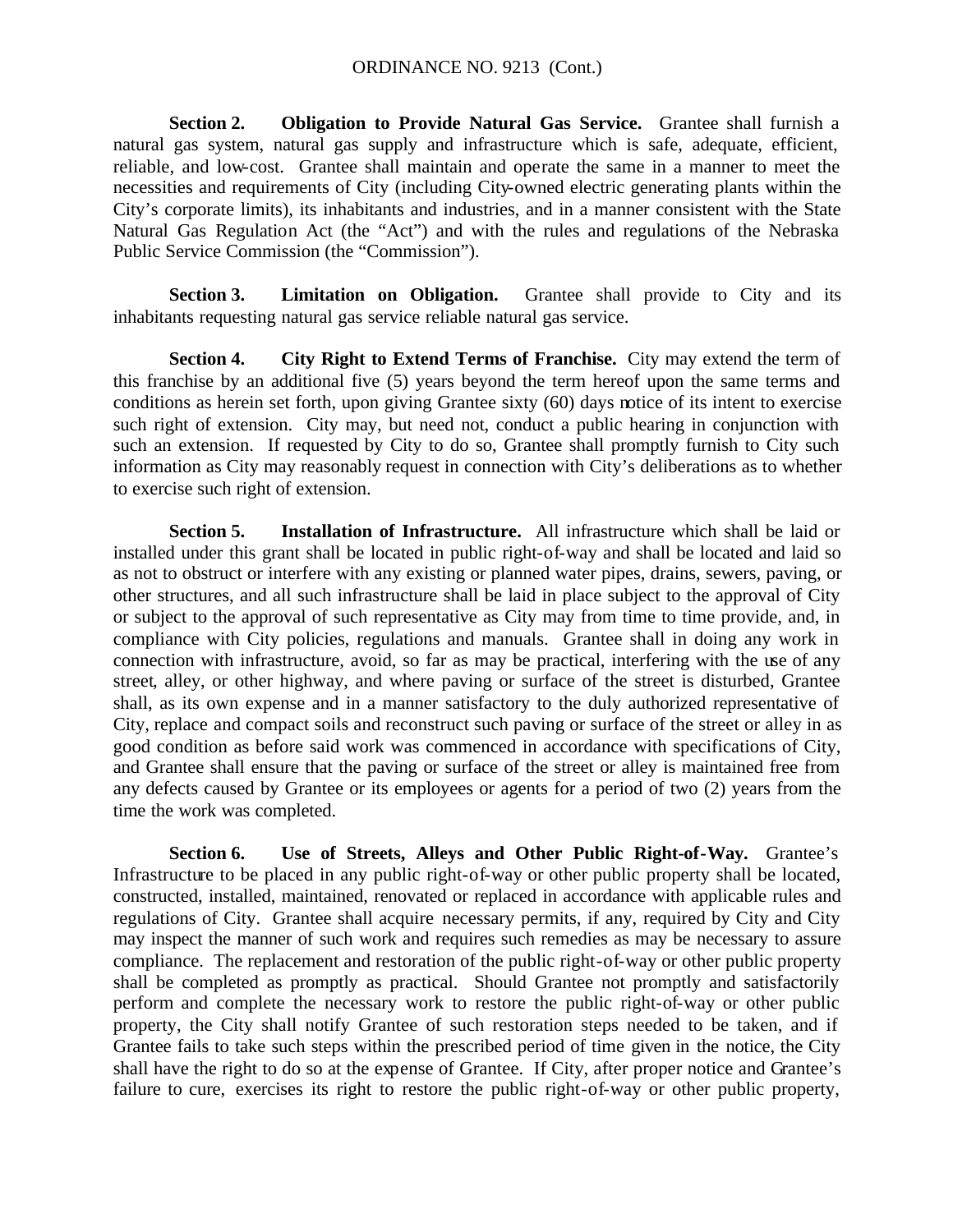**Section 2. Obligation to Provide Natural Gas Service.** Grantee shall furnish a natural gas system, natural gas supply and infrastructure which is safe, adequate, efficient, reliable, and low-cost. Grantee shall maintain and operate the same in a manner to meet the necessities and requirements of City (including City-owned electric generating plants within the City's corporate limits), its inhabitants and industries, and in a manner consistent with the State Natural Gas Regulation Act (the "Act") and with the rules and regulations of the Nebraska Public Service Commission (the "Commission").

**Section 3. Limitation on Obligation.** Grantee shall provide to City and its inhabitants requesting natural gas service reliable natural gas service.

**Section 4. City Right to Extend Terms of Franchise.** City may extend the term of this franchise by an additional five (5) years beyond the term hereof upon the same terms and conditions as herein set forth, upon giving Grantee sixty (60) days notice of its intent to exercise such right of extension. City may, but need not, conduct a public hearing in conjunction with such an extension. If requested by City to do so, Grantee shall promptly furnish to City such information as City may reasonably request in connection with City's deliberations as to whether to exercise such right of extension.

**Section 5. Installation of Infrastructure.** All infrastructure which shall be laid or installed under this grant shall be located in public right-of-way and shall be located and laid so as not to obstruct or interfere with any existing or planned water pipes, drains, sewers, paving, or other structures, and all such infrastructure shall be laid in place subject to the approval of City or subject to the approval of such representative as City may from time to time provide, and, in compliance with City policies, regulations and manuals. Grantee shall in doing any work in connection with infrastructure, avoid, so far as may be practical, interfering with the use of any street, alley, or other highway, and where paving or surface of the street is disturbed, Grantee shall, as its own expense and in a manner satisfactory to the duly authorized representative of City, replace and compact soils and reconstruct such paving or surface of the street or alley in as good condition as before said work was commenced in accordance with specifications of City, and Grantee shall ensure that the paving or surface of the street or alley is maintained free from any defects caused by Grantee or its employees or agents for a period of two (2) years from the time the work was completed.

**Section 6. Use of Streets, Alleys and Other Public Right-of-Way.** Grantee's Infrastructure to be placed in any public right-of-way or other public property shall be located, constructed, installed, maintained, renovated or replaced in accordance with applicable rules and regulations of City. Grantee shall acquire necessary permits, if any, required by City and City may inspect the manner of such work and requires such remedies as may be necessary to assure compliance. The replacement and restoration of the public right-of-way or other public property shall be completed as promptly as practical. Should Grantee not promptly and satisfactorily perform and complete the necessary work to restore the public right-of-way or other public property, the City shall notify Grantee of such restoration steps needed to be taken, and if Grantee fails to take such steps within the prescribed period of time given in the notice, the City shall have the right to do so at the expense of Grantee. If City, after proper notice and Grantee's failure to cure, exercises its right to restore the public right-of-way or other public property,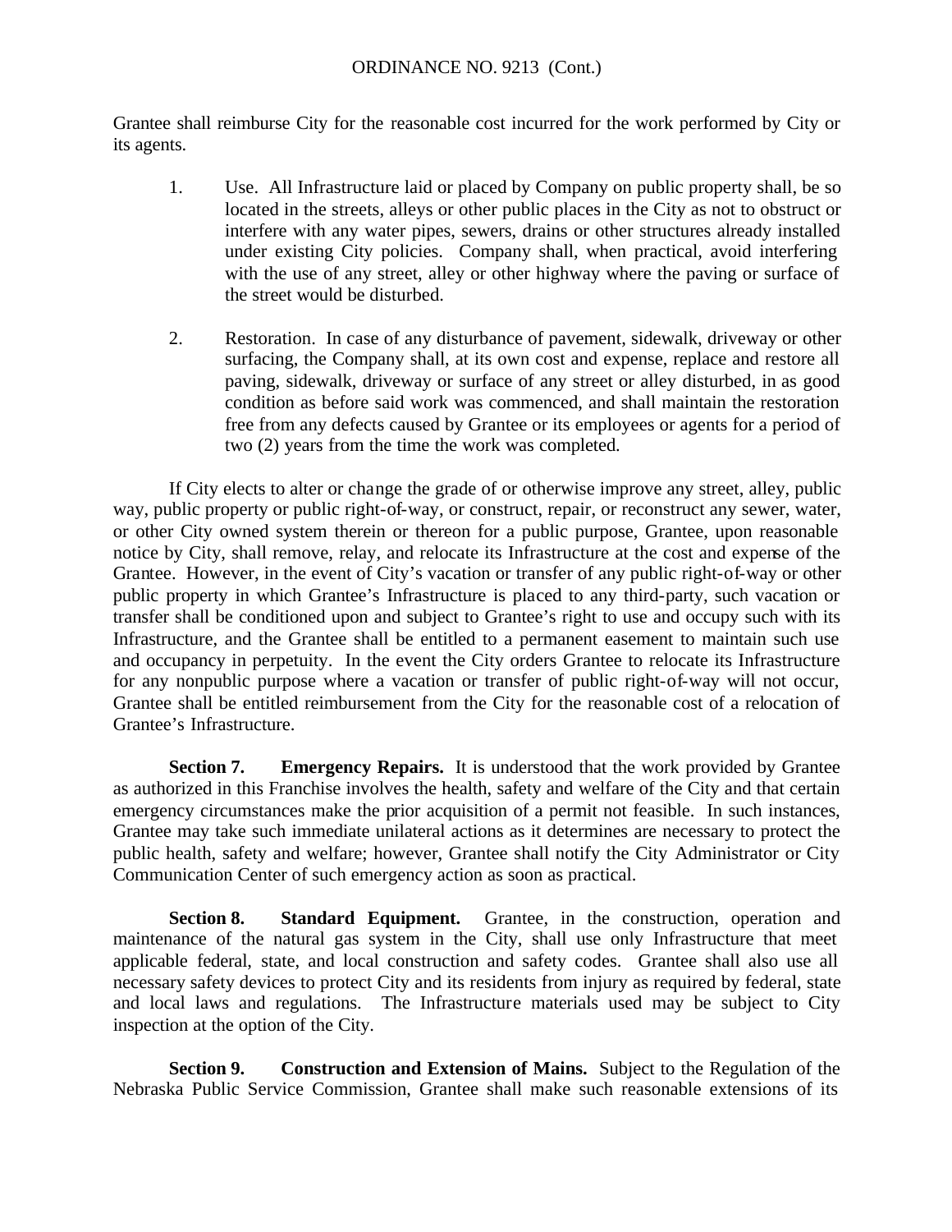Grantee shall reimburse City for the reasonable cost incurred for the work performed by City or its agents.

1. Use. All Infrastructure laid or placed by Company on public property shall, be so located in the streets, alleys or other public places in the City as not to obstruct or interfere with any water pipes, sewers, drains or other structures already installed under existing City policies. Company shall, when practical, avoid interfering with the use of any street, alley or other highway where the paving or surface of the street would be disturbed.

2. Restoration. In case of any disturbance of pavement, sidewalk, driveway or other surfacing, the Company shall, at its own cost and expense, replace and restore all paving, sidewalk, driveway or surface of any street or alley disturbed, in as good condition as before said work was commenced, and shall maintain the restoration free from any defects caused by Grantee or its employees or agents for a period of two (2) years from the time the work was completed.

If City elects to alter or change the grade of or otherwise improve any street, alley, public way, public property or public right-of-way, or construct, repair, or reconstruct any sewer, water, or other City owned system therein or thereon for a public purpose, Grantee, upon reasonable notice by City, shall remove, relay, and relocate its Infrastructure at the cost and expense of the Grantee. However, in the event of City's vacation or transfer of any public right-of-way or other public property in which Grantee's Infrastructure is placed to any third-party, such vacation or transfer shall be conditioned upon and subject to Grantee's right to use and occupy such with its Infrastructure, and the Grantee shall be entitled to a permanent easement to maintain such use and occupancy in perpetuity. In the event the City orders Grantee to relocate its Infrastructure for any nonpublic purpose where a vacation or transfer of public right-of-way will not occur, Grantee shall be entitled reimbursement from the City for the reasonable cost of a relocation of Grantee's Infrastructure.

**Section 7. Emergency Repairs.** It is understood that the work provided by Grantee as authorized in this Franchise involves the health, safety and welfare of the City and that certain emergency circumstances make the prior acquisition of a permit not feasible. In such instances, Grantee may take such immediate unilateral actions as it determines are necessary to protect the public health, safety and welfare; however, Grantee shall notify the City Administrator or City Communication Center of such emergency action as soon as practical.

**Section 8. Standard Equipment.** Grantee, in the construction, operation and maintenance of the natural gas system in the City, shall use only Infrastructure that meet applicable federal, state, and local construction and safety codes. Grantee shall also use all necessary safety devices to protect City and its residents from injury as required by federal, state and local laws and regulations. The Infrastructure materials used may be subject to City inspection at the option of the City.

**Section 9. Construction and Extension of Mains.** Subject to the Regulation of the Nebraska Public Service Commission, Grantee shall make such reasonable extensions of its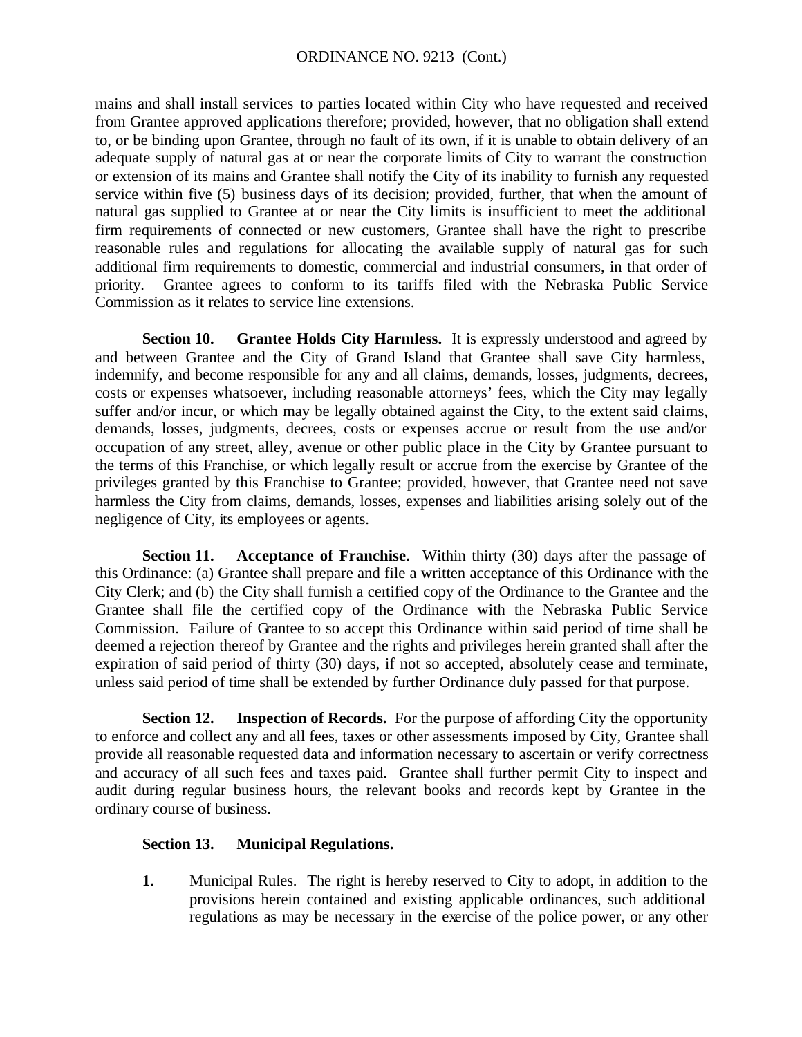mains and shall install services to parties located within City who have requested and received from Grantee approved applications therefore; provided, however, that no obligation shall extend to, or be binding upon Grantee, through no fault of its own, if it is unable to obtain delivery of an adequate supply of natural gas at or near the corporate limits of City to warrant the construction or extension of its mains and Grantee shall notify the City of its inability to furnish any requested service within five (5) business days of its decision; provided, further, that when the amount of natural gas supplied to Grantee at or near the City limits is insufficient to meet the additional firm requirements of connected or new customers, Grantee shall have the right to prescribe reasonable rules and regulations for allocating the available supply of natural gas for such additional firm requirements to domestic, commercial and industrial consumers, in that order of priority. Grantee agrees to conform to its tariffs filed with the Nebraska Public Service Commission as it relates to service line extensions.

**Section 10. Grantee Holds City Harmless.** It is expressly understood and agreed by and between Grantee and the City of Grand Island that Grantee shall save City harmless, indemnify, and become responsible for any and all claims, demands, losses, judgments, decrees, costs or expenses whatsoever, including reasonable attorneys' fees, which the City may legally suffer and/or incur, or which may be legally obtained against the City, to the extent said claims, demands, losses, judgments, decrees, costs or expenses accrue or result from the use and/or occupation of any street, alley, avenue or other public place in the City by Grantee pursuant to the terms of this Franchise, or which legally result or accrue from the exercise by Grantee of the privileges granted by this Franchise to Grantee; provided, however, that Grantee need not save harmless the City from claims, demands, losses, expenses and liabilities arising solely out of the negligence of City, its employees or agents.

**Section 11. Acceptance of Franchise.** Within thirty (30) days after the passage of this Ordinance: (a) Grantee shall prepare and file a written acceptance of this Ordinance with the City Clerk; and (b) the City shall furnish a certified copy of the Ordinance to the Grantee and the Grantee shall file the certified copy of the Ordinance with the Nebraska Public Service Commission. Failure of Grantee to so accept this Ordinance within said period of time shall be deemed a rejection thereof by Grantee and the rights and privileges herein granted shall after the expiration of said period of thirty (30) days, if not so accepted, absolutely cease and terminate, unless said period of time shall be extended by further Ordinance duly passed for that purpose.

**Section 12. Inspection of Records.** For the purpose of affording City the opportunity to enforce and collect any and all fees, taxes or other assessments imposed by City, Grantee shall provide all reasonable requested data and information necessary to ascertain or verify correctness and accuracy of all such fees and taxes paid. Grantee shall further permit City to inspect and audit during regular business hours, the relevant books and records kept by Grantee in the ordinary course of business.

**Section 13. Municipal Regulations.**

**1.** Municipal Rules. The right is hereby reserved to City to adopt, in addition to the provisions herein contained and existing applicable ordinances, such additional regulations as may be necessary in the exercise of the police power, or any other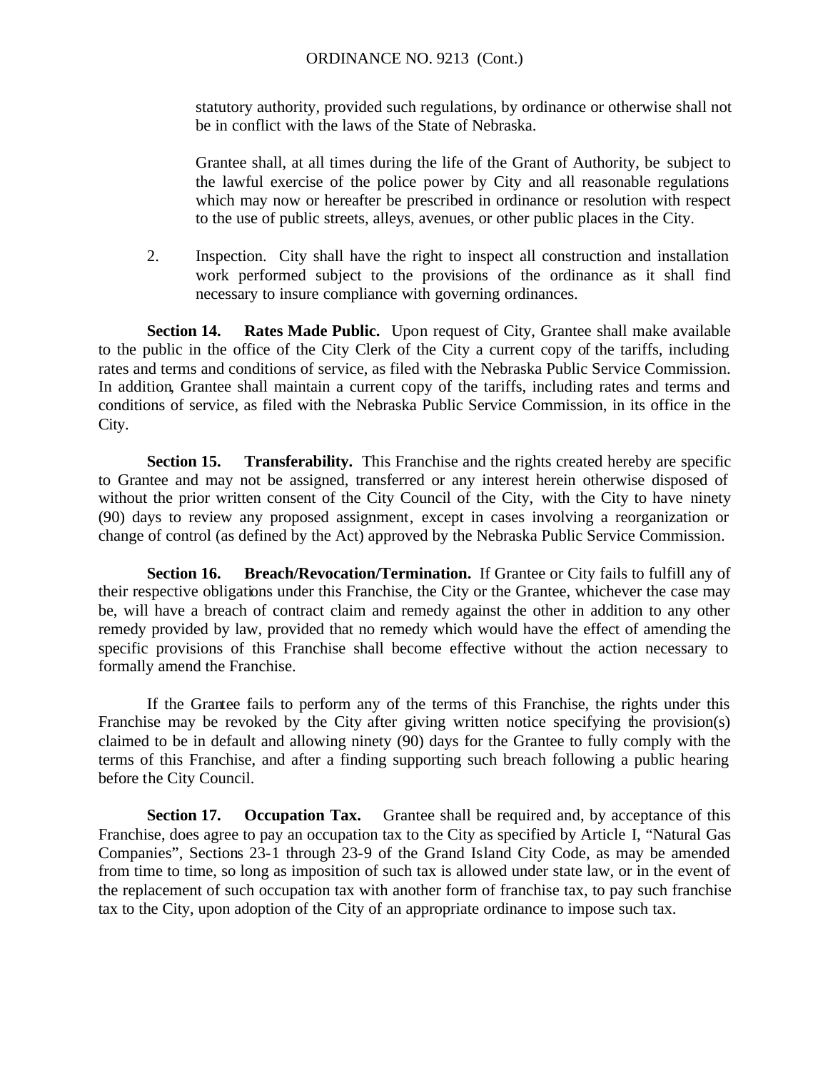statutory authority, provided such regulations, by ordinance or otherwise shall not be in conflict with the laws of the State of Nebraska.

Grantee shall, at all times during the life of the Grant of Authority, be subject to the lawful exercise of the police power by City and all reasonable regulations which may now or hereafter be prescribed in ordinance or resolution with respect to the use of public streets, alleys, avenues, or other public places in the City.

2. Inspection. City shall have the right to inspect all construction and installation work performed subject to the provisions of the ordinance as it shall find necessary to insure compliance with governing ordinances.

**Section 14. Rates Made Public.** Upon request of City, Grantee shall make available to the public in the office of the City Clerk of the City a current copy of the tariffs, including rates and terms and conditions of service, as filed with the Nebraska Public Service Commission. In addition, Grantee shall maintain a current copy of the tariffs, including rates and terms and conditions of service, as filed with the Nebraska Public Service Commission, in its office in the City.

**Section 15. Transferability.** This Franchise and the rights created hereby are specific to Grantee and may not be assigned, transferred or any interest herein otherwise disposed of without the prior written consent of the City Council of the City, with the City to have ninety (90) days to review any proposed assignment, except in cases involving a reorganization or change of control (as defined by the Act) approved by the Nebraska Public Service Commission.

**Section 16. Breach/Revocation/Termination.** If Grantee or City fails to fulfill any of their respective obligations under this Franchise, the City or the Grantee, whichever the case may be, will have a breach of contract claim and remedy against the other in addition to any other remedy provided by law, provided that no remedy which would have the effect of amending the specific provisions of this Franchise shall become effective without the action necessary to formally amend the Franchise.

If the Grantee fails to perform any of the terms of this Franchise, the rights under this Franchise may be revoked by the City after giving written notice specifying the provision(s) claimed to be in default and allowing ninety (90) days for the Grantee to fully comply with the terms of this Franchise, and after a finding supporting such breach following a public hearing before the City Council.

**Section 17. Occupation Tax.** Grantee shall be required and, by acceptance of this Franchise, does agree to pay an occupation tax to the City as specified by Article I, "Natural Gas Companies", Sections 23-1 through 23-9 of the Grand Island City Code, as may be amended from time to time, so long as imposition of such tax is allowed under state law, or in the event of the replacement of such occupation tax with another form of franchise tax, to pay such franchise tax to the City, upon adoption of the City of an appropriate ordinance to impose such tax.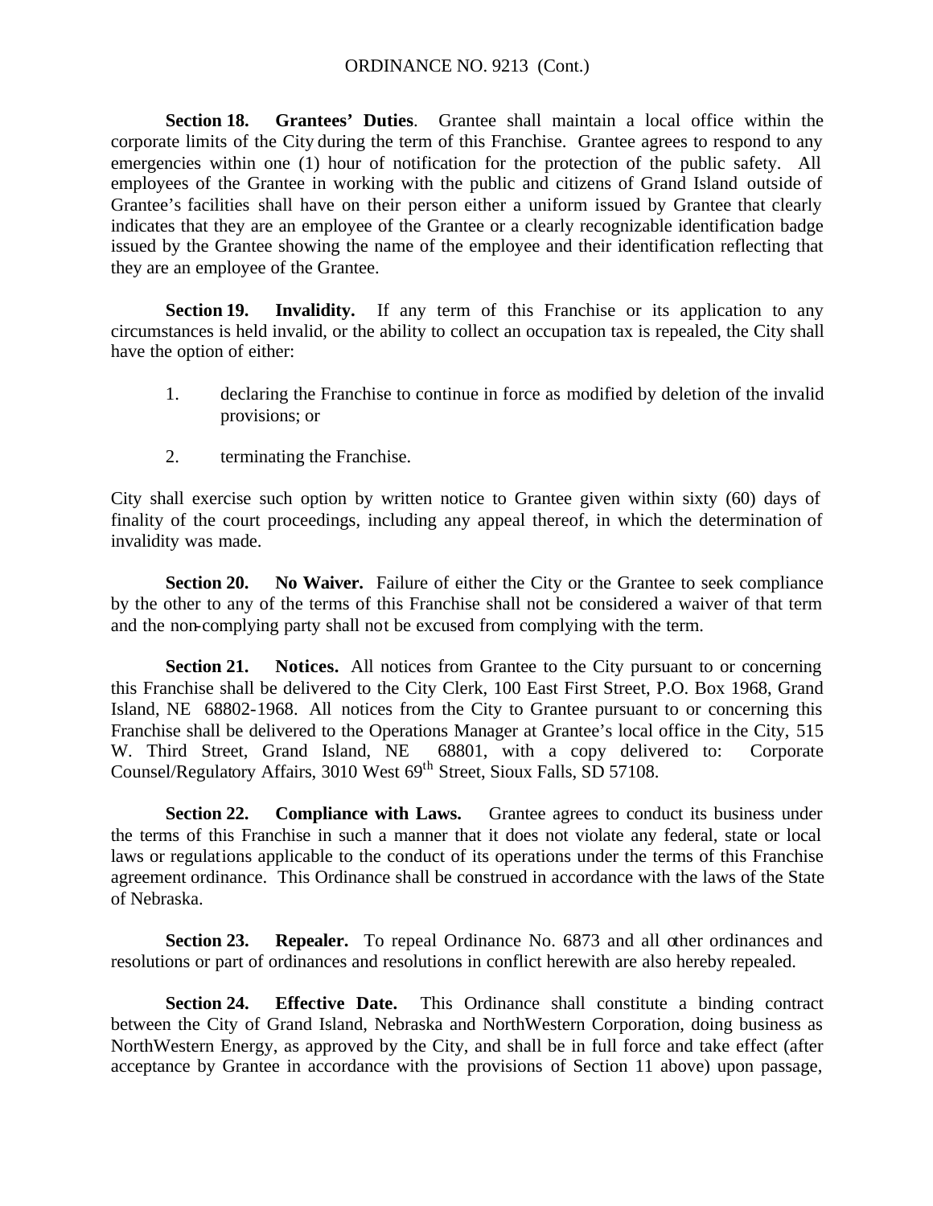**Section 18. Grantees' Duties**. Grantee shall maintain a local office within the corporate limits of the City during the term of this Franchise. Grantee agrees to respond to any emergencies within one (1) hour of notification for the protection of the public safety. All employees of the Grantee in working with the public and citizens of Grand Island outside of Grantee's facilities shall have on their person either a uniform issued by Grantee that clearly indicates that they are an employee of the Grantee or a clearly recognizable identification badge issued by the Grantee showing the name of the employee and their identification reflecting that they are an employee of the Grantee.

**Section 19. Invalidity.** If any term of this Franchise or its application to any circumstances is held invalid, or the ability to collect an occupation tax is repealed, the City shall have the option of either:

1. declaring the Franchise to continue in force as modified by deletion of the invalid provisions; or
2. terminating the Franchise.

City shall exercise such option by written notice to Grantee given within sixty (60) days of finality of the court proceedings, including any appeal thereof, in which the determination of invalidity was made.

**Section 20. No Waiver.** Failure of either the City or the Grantee to seek compliance by the other to any of the terms of this Franchise shall not be considered a waiver of that term and the non-complying party shall not be excused from complying with the term.

**Section 21. Notices.** All notices from Grantee to the City pursuant to or concerning this Franchise shall be delivered to the City Clerk, 100 East First Street, P.O. Box 1968, Grand Island, NE 68802-1968. All notices from the City to Grantee pursuant to or concerning this Franchise shall be delivered to the Operations Manager at Grantee's local office in the City, 515 W. Third Street, Grand Island, NE 68801, with a copy delivered to: Corporate Counsel/Regulatory Affairs, 3010 West 69th Street, Sioux Falls, SD 57108.

**Section 22. Compliance with Laws.** Grantee agrees to conduct its business under the terms of this Franchise in such a manner that it does not violate any federal, state or local laws or regulations applicable to the conduct of its operations under the terms of this Franchise agreement ordinance. This Ordinance shall be construed in accordance with the laws of the State of Nebraska.

**Section 23. Repealer.** To repeal Ordinance No. 6873 and all other ordinances and resolutions or part of ordinances and resolutions in conflict herewith are also hereby repealed.

**Section 24. Effective Date.** This Ordinance shall constitute a binding contract between the City of Grand Island, Nebraska and NorthWestern Corporation, doing business as NorthWestern Energy, as approved by the City, and shall be in full force and take effect (after acceptance by Grantee in accordance with the provisions of Section 11 above) upon passage,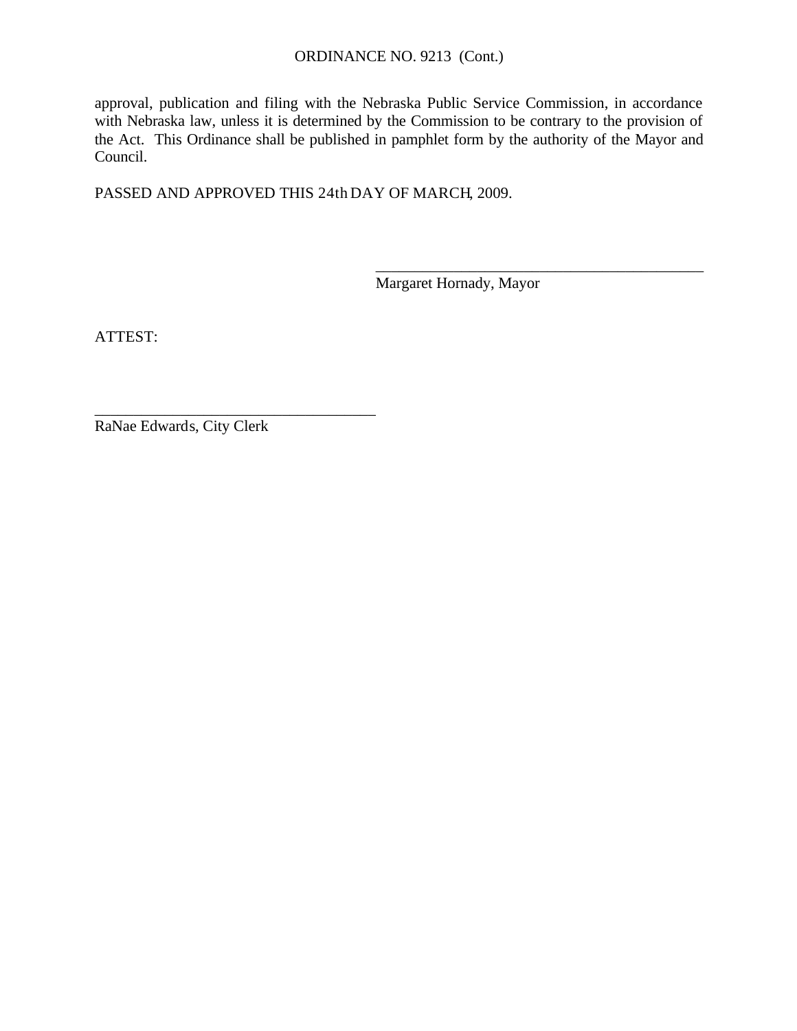approval, publication and filing with the Nebraska Public Service Commission, in accordance with Nebraska law, unless it is determined by the Commission to be contrary to the provision of the Act. This Ordinance shall be published in pamphlet form by the authority of the Mayor and Council.

PASSED AND APPROVED THIS 24th DAY OF MARCH, 2009.

\_\_\_\_\_\_\_\_\_\_\_\_\_\_\_\_\_\_\_\_\_\_\_\_\_\_\_\_\_\_\_\_\_\_\_\_\_\_\_\_\_\_\_\_

Margaret Hornady, Mayor

ATTEST:

\_\_\_\_\_\_\_\_\_\_\_\_\_\_\_\_\_\_\_\_\_\_\_\_\_\_\_\_\_\_\_\_\_\_\_\_\_\_

RaNae Edwards, City Clerk